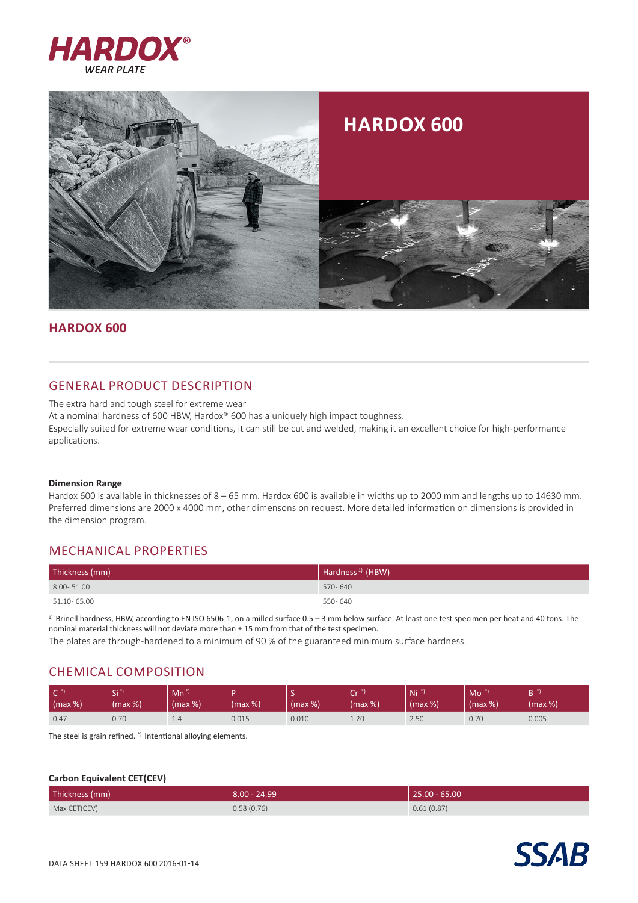# HARDOX 600

## HARDOX 600

## GENERAL PRODUCT DESCRIPTION

The extra hard and tough steel for extreme wear
At a nominal hardness of 600 HBW, Hardox® 600 has a uniquely high impact toughness.
Especially suited for extreme wear conditions, it can still be cut and welded, making it an excellent choice for high-performance applications.

**Dimension Range**

Hardox 600 is available in thicknesses of 8 – 65 mm. Hardox 600 is available in widths up to 2000 mm and lengths up to 14630 mm. Preferred dimensions are 2000 x 4000 mm, other dimensons on request. More detailed information on dimensions is provided in the dimension program.

## MECHANICAL PROPERTIES

| Thickness (mm) | Hardness [1] (HBW) |
|---|---|
| 8.00- 51.00 | 570- 640 |
| 51.10- 65.00 | 550- 640 |

[1] Brinell hardness, HBW, according to EN ISO 6506-1, on a milled surface 0.5 – 3 mm below surface. At least one test specimen per heat and 40 tons. The nominal material thickness will not deviate more than ± 15 mm from that of the test specimen.

The plates are through-hardened to a minimum of 90 % of the guaranteed minimum surface hardness.

## CHEMICAL COMPOSITION

| C *) (max %) | Si *) (max %) | Mn *) (max %) | P (max %) | S (max %) | Cr *) (max %) | Ni *) (max %) | Mo *) (max %) | B *) (max %) |
|---|---|---|---|---|---|---|---|---|
| 0.47 | 0.70 | 1.4 | 0.015 | 0.010 | 1.20 | 2.50 | 0.70 | 0.005 |

The steel is grain refined. *) Intentional alloying elements.

**Carbon Equivalent CET(CEV)**

| Thickness (mm) | 8.00 - 24.99 | 25.00 - 65.00 |
|---|---|---|
| Max CET(CEV) | 0.58 (0.76) | 0.61 (0.87) |

DATA SHEET 159 HARDOX 600 2016-01-14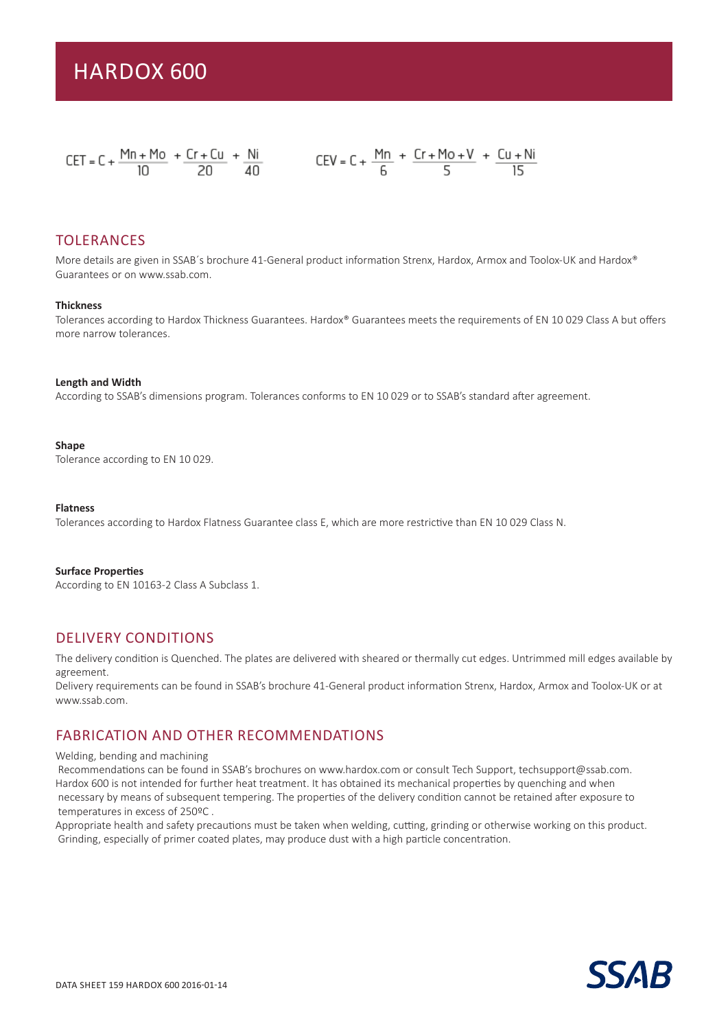# HARDOX 600

$$CET = C + \frac{Mn + Mo}{10} + \frac{Cr + Cu}{20} + \frac{Ni}{40}$$

$$CEV = C + \frac{Mn}{6} + \frac{Cr + Mo + V}{5} + \frac{Cu + Ni}{15}$$

## TOLERANCES

More details are given in SSAB´s brochure 41-General product information Strenx, Hardox, Armox and Toolox-UK and Hardox® Guarantees or on www.ssab.com.

**Thickness**
Tolerances according to Hardox Thickness Guarantees. Hardox® Guarantees meets the requirements of EN 10 029 Class A but offers more narrow tolerances.

**Length and Width**
According to SSAB's dimensions program. Tolerances conforms to EN 10 029 or to SSAB's standard after agreement.

**Shape**
Tolerance according to EN 10 029.

**Flatness**
Tolerances according to Hardox Flatness Guarantee class E, which are more restrictive than EN 10 029 Class N.

**Surface Properties**
According to EN 10163-2 Class A Subclass 1.

## DELIVERY CONDITIONS

The delivery condition is Quenched. The plates are delivered with sheared or thermally cut edges. Untrimmed mill edges available by agreement.
Delivery requirements can be found in SSAB's brochure 41-General product information Strenx, Hardox, Armox and Toolox-UK or at www.ssab.com.

## FABRICATION AND OTHER RECOMMENDATIONS

Welding, bending and machining
Recommendations can be found in SSAB's brochures on www.hardox.com or consult Tech Support, techsupport@ssab.com.
Hardox 600 is not intended for further heat treatment. It has obtained its mechanical properties by quenching and when necessary by means of subsequent tempering. The properties of the delivery condition cannot be retained after exposure to temperatures in excess of 250ºC .
Appropriate health and safety precautions must be taken when welding, cutting, grinding or otherwise working on this product. Grinding, especially of primer coated plates, may produce dust with a high particle concentration.

DATA SHEET 159 HARDOX 600 2016-01-14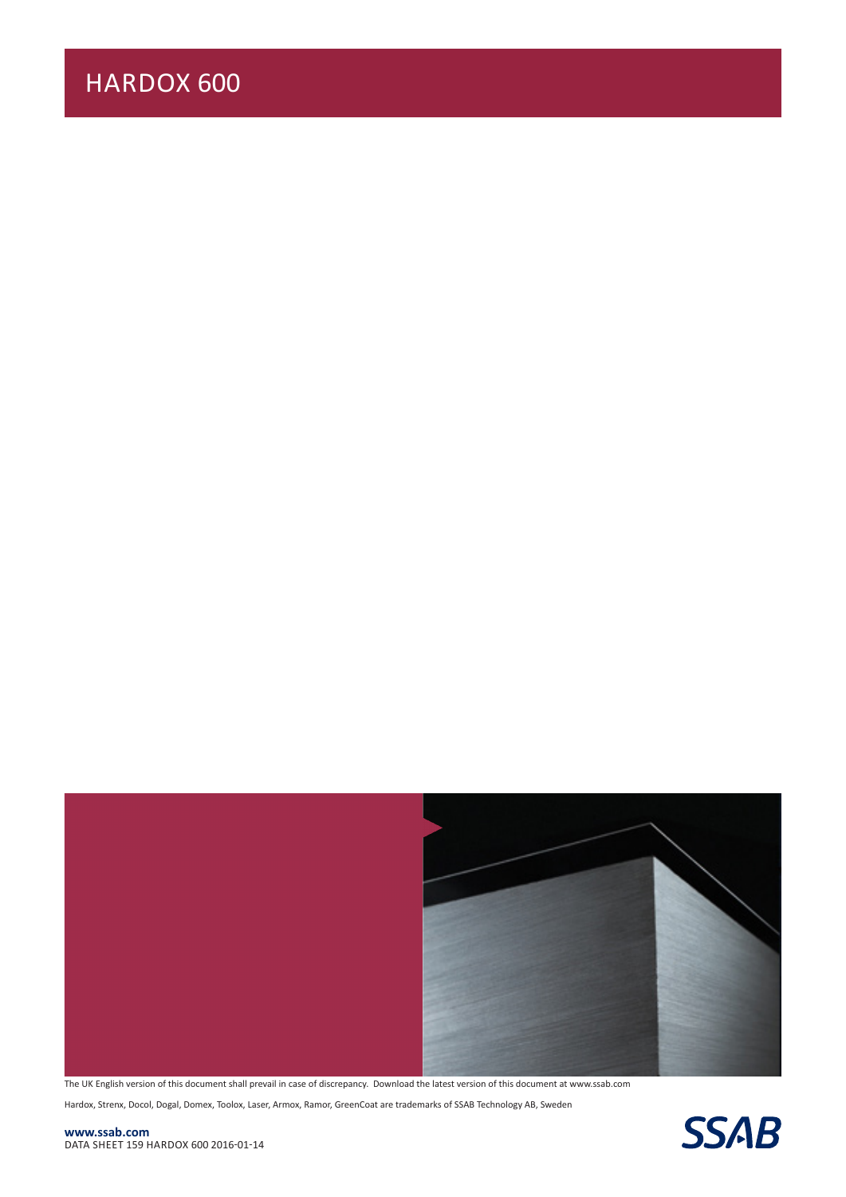# HARDOX 600

The UK English version of this document shall prevail in case of discrepancy. Download the latest version of this document at www.ssab.com

Hardox, Strenx, Docol, Dogal, Domex, Toolox, Laser, Armox, Ramor, GreenCoat are trademarks of SSAB Technology AB, Sweden

**www.ssab.com**
DATA SHEET 159 HARDOX 600 2016-01-14

SSAB